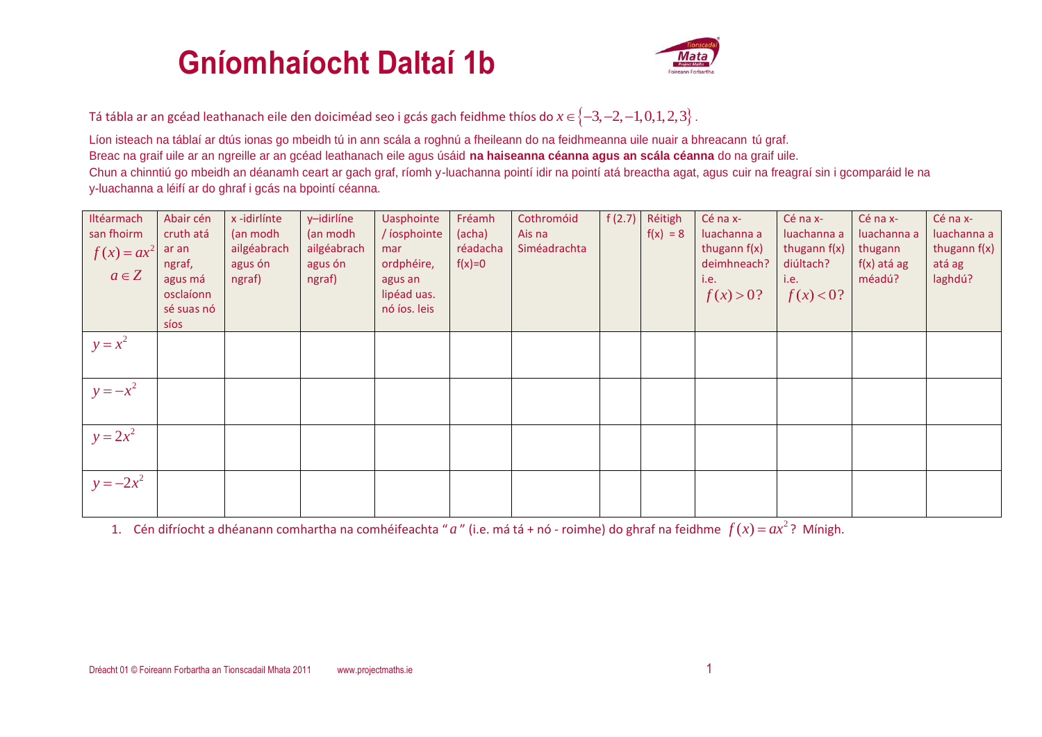# Gníomhaíocht Daltaí 1b

Tá tábla ar an gcéad leathanach eile den doiciméad seo i gcás gach feidhme thíos do $x \in \{-3,-2,-1,0,1,2,3\}$.

Líon isteach na táblaí ar dtús ionas go mbeidh tú in ann scála a roghnú a fheileann do na feidhmeanna uile nuair a bhreacann tú graf.
Breac na graif uile ar an ngreille ar an gcéad leathanach eile agus úsáid **na haiseanna céanna agus an scála céanna** do na graif uile.
Chun a chinntiú go mbeidh an déanamh ceart ar gach graf, ríomh y-luachanna pointí idir na pointí atá breactha agat, agus cuir na freagraí sin i gcomparáid le na y-luachanna a léifí ar do ghraf i gcás na bpointí céanna.

| Iltéarmach san fhoirm $f(x)=ax^2$ $a \in Z$ | Abair cén cruth atá ar an ngraf, agus má osclaíonn sé suas nó síos | x -idirlínte (an modh ailgéabrach agus ón ngraf) | y–idirlíne (an modh ailgéabrach agus ón ngraf) | Uasphointe / íosphointe mar ordphéire, agus an lipéad uas. nó íos. leis | Fréamh (acha) réadacha f(x)=0 | Cothromóid Ais na Siméadrachta | f (2.7) | Réitigh f(x) = 8 | Cé na x-luachanna a thugann f(x) deimhneach? i.e. $f(x)>0$? | Cé na x-luachanna a thugann f(x) diúltach? i.e. $f(x)<0$? | Cé na x-luachanna a thugann f(x) atá ag méadú? | Cé na x-luachanna a thugann f(x) atá ag laghdú? |
|---|---|---|---|---|---|---|---|---|---|---|---|---|
| $y=x^2$ | | | | | | | | | | | | |
| $y=-x^2$ | | | | | | | | | | | | |
| $y=2x^2$ | | | | | | | | | | | | |
| $y=-2x^2$ | | | | | | | | | | | | |

1. Cén difríocht a dhéanann comhartha na comhéifeachta "$a$" (i.e. má tá + nó - roimhe) do ghraf na feidhme $f(x)=ax^2$? Mínigh.

Dréacht 01 © Foireann Forbartha an Tionscadail Mhata 2011 www.projectmaths.ie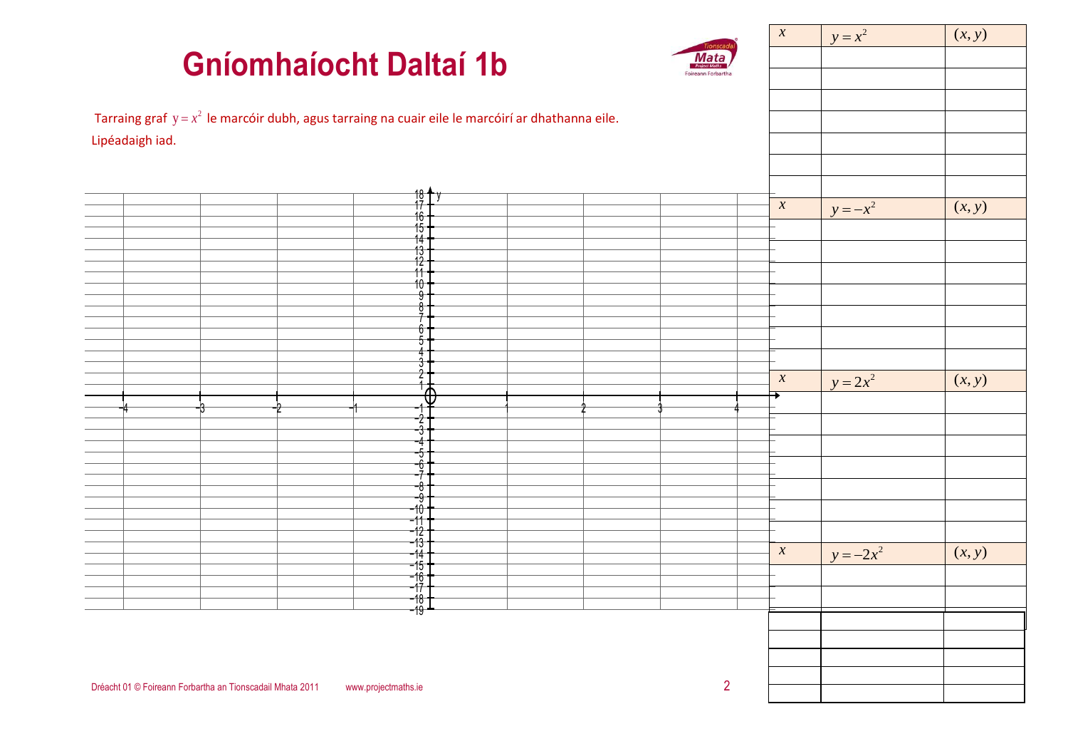# Gníomhaíocht Daltaí 1b

Tarraing graf $y = x^2$ le marcóir dubh, agus tarraing na cuair eile le marcóirí ar dhathanna eile. Lipéadaigh iad.

y

18
17
16
15
14
13
12
11
10
9
8
7
6
5
4
3
2
1
0
−1
−2
−3
−4
−5
−6
−7
−8
−9
−10
−11
−12
−13
−14
−15
−16
−17
−18
−19

−4 −3 −2 −1 1 2 3 4

| $x$ | $y = x^2$ | $(x, y)$ |
|---|---|---|
| | | |
| | | |
| | | |
| | | |
| | | |
| | | |
| | | |

| $x$ | $y = -x^2$ | $(x, y)$ |
|---|---|---|
| | | |
| | | |
| | | |
| | | |
| | | |
| | | |
| | | |

| $x$ | $y = 2x^2$ | $(x, y)$ |
|---|---|---|
| | | |
| | | |
| | | |
| | | |
| | | |
| | | |
| | | |

| $x$ | $y = -2x^2$ | $(x, y)$ |
|---|---|---|
| | | |
| | | |
| | | |
| | | |
| | | |
| | | |
| | | |

Dréacht 01 © Foireann Forbartha an Tionscadail Mhata 2011 www.projectmaths.ie